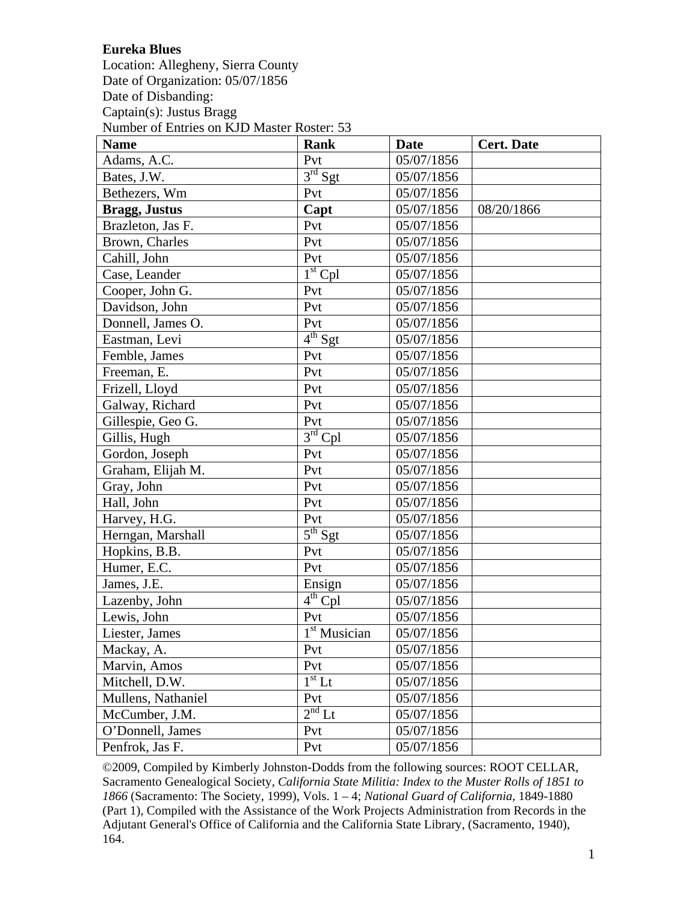**Eureka Blues**

Location: Allegheny, Sierra County
Date of Organization: 05/07/1856
Date of Disbanding:
Captain(s): Justus Bragg
Number of Entries on KJD Master Roster: 53

| Name | Rank | Date | Cert. Date |
|---|---|---|---|
| Adams, A.C. | Pvt | 05/07/1856 | |
| Bates, J.W. | 3rd Sgt | 05/07/1856 | |
| Bethezers, Wm | Pvt | 05/07/1856 | |
| **Bragg, Justus** | **Capt** | 05/07/1856 | 08/20/1866 |
| Brazleton, Jas F. | Pvt | 05/07/1856 | |
| Brown, Charles | Pvt | 05/07/1856 | |
| Cahill, John | Pvt | 05/07/1856 | |
| Case, Leander | 1st Cpl | 05/07/1856 | |
| Cooper, John G. | Pvt | 05/07/1856 | |
| Davidson, John | Pvt | 05/07/1856 | |
| Donnell, James O. | Pvt | 05/07/1856 | |
| Eastman, Levi | 4th Sgt | 05/07/1856 | |
| Femble, James | Pvt | 05/07/1856 | |
| Freeman, E. | Pvt | 05/07/1856 | |
| Frizell, Lloyd | Pvt | 05/07/1856 | |
| Galway, Richard | Pvt | 05/07/1856 | |
| Gillespie, Geo G. | Pvt | 05/07/1856 | |
| Gillis, Hugh | 3rd Cpl | 05/07/1856 | |
| Gordon, Joseph | Pvt | 05/07/1856 | |
| Graham, Elijah M. | Pvt | 05/07/1856 | |
| Gray, John | Pvt | 05/07/1856 | |
| Hall, John | Pvt | 05/07/1856 | |
| Harvey, H.G. | Pvt | 05/07/1856 | |
| Herngan, Marshall | 5th Sgt | 05/07/1856 | |
| Hopkins, B.B. | Pvt | 05/07/1856 | |
| Humer, E.C. | Pvt | 05/07/1856 | |
| James, J.E. | Ensign | 05/07/1856 | |
| Lazenby, John | 4th Cpl | 05/07/1856 | |
| Lewis, John | Pvt | 05/07/1856 | |
| Liester, James | 1st Musician | 05/07/1856 | |
| Mackay, A. | Pvt | 05/07/1856 | |
| Marvin, Amos | Pvt | 05/07/1856 | |
| Mitchell, D.W. | 1st Lt | 05/07/1856 | |
| Mullens, Nathaniel | Pvt | 05/07/1856 | |
| McCumber, J.M. | 2nd Lt | 05/07/1856 | |
| O'Donnell, James | Pvt | 05/07/1856 | |
| Penfrok, Jas F. | Pvt | 05/07/1856 | |

©2009, Compiled by Kimberly Johnston-Dodds from the following sources: ROOT CELLAR, Sacramento Genealogical Society, *California State Militia: Index to the Muster Rolls of 1851 to 1866* (Sacramento: The Society, 1999), Vols. 1 – 4; *National Guard of California*, 1849-1880 (Part 1), Compiled with the Assistance of the Work Projects Administration from Records in the Adjutant General's Office of California and the California State Library, (Sacramento, 1940), 164.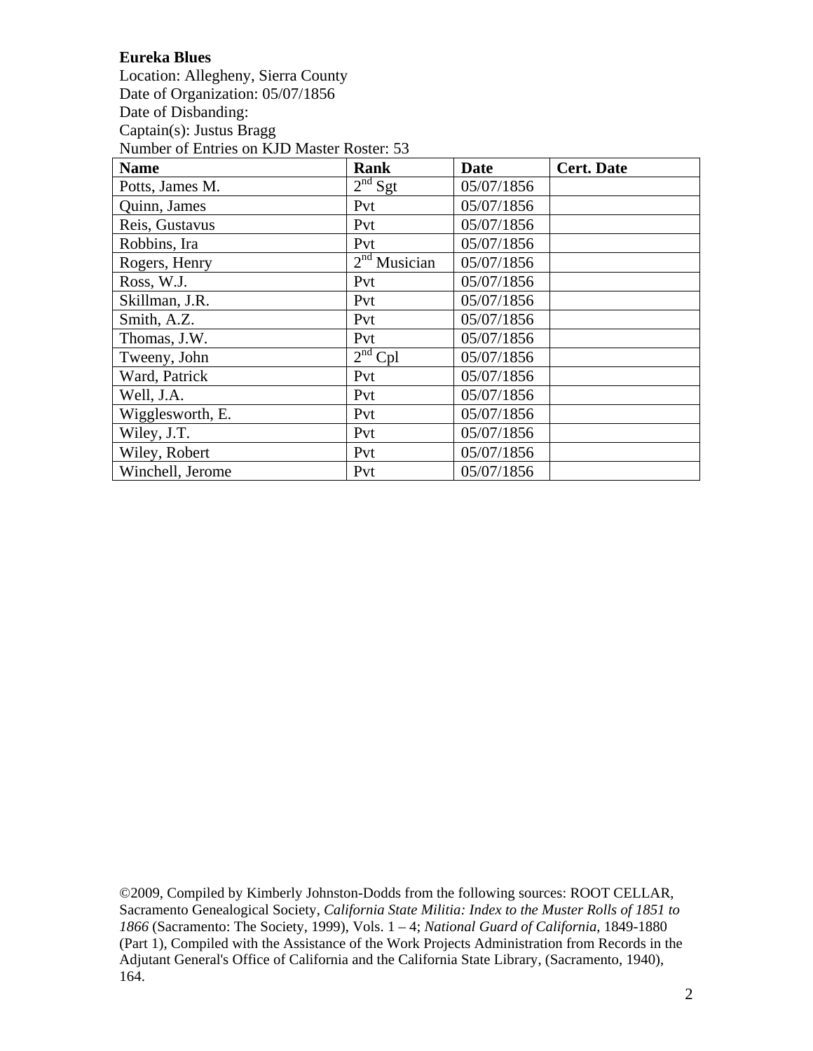**Eureka Blues**

Location: Allegheny, Sierra County
Date of Organization: 05/07/1856
Date of Disbanding:
Captain(s): Justus Bragg
Number of Entries on KJD Master Roster: 53

| Name | Rank | Date | Cert. Date |
|---|---|---|---|
| Potts, James M. | 2nd Sgt | 05/07/1856 | |
| Quinn, James | Pvt | 05/07/1856 | |
| Reis, Gustavus | Pvt | 05/07/1856 | |
| Robbins, Ira | Pvt | 05/07/1856 | |
| Rogers, Henry | 2nd Musician | 05/07/1856 | |
| Ross, W.J. | Pvt | 05/07/1856 | |
| Skillman, J.R. | Pvt | 05/07/1856 | |
| Smith, A.Z. | Pvt | 05/07/1856 | |
| Thomas, J.W. | Pvt | 05/07/1856 | |
| Tweeny, John | 2nd Cpl | 05/07/1856 | |
| Ward, Patrick | Pvt | 05/07/1856 | |
| Well, J.A. | Pvt | 05/07/1856 | |
| Wigglesworth, E. | Pvt | 05/07/1856 | |
| Wiley, J.T. | Pvt | 05/07/1856 | |
| Wiley, Robert | Pvt | 05/07/1856 | |
| Winchell, Jerome | Pvt | 05/07/1856 | |

©2009, Compiled by Kimberly Johnston-Dodds from the following sources: ROOT CELLAR, Sacramento Genealogical Society, *California State Militia: Index to the Muster Rolls of 1851 to 1866* (Sacramento: The Society, 1999), Vols. 1 – 4; *National Guard of California*, 1849-1880 (Part 1), Compiled with the Assistance of the Work Projects Administration from Records in the Adjutant General's Office of California and the California State Library, (Sacramento, 1940), 164.